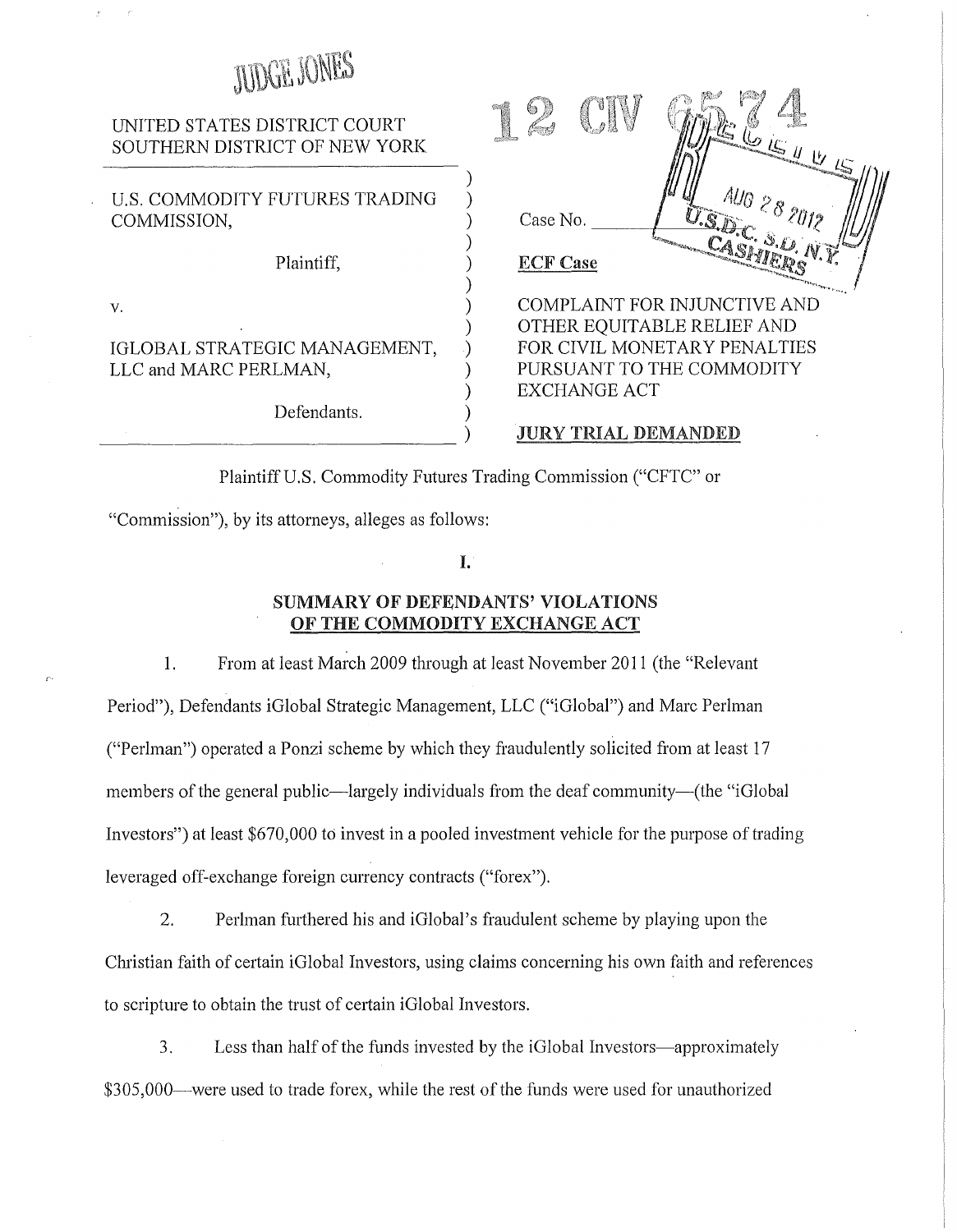JUDGE JONES

UNITED STATES DISTRICT COURT
SOUTHERN DISTRICT OF NEW YORK

12 CIV 6574

RECEIVED AUG 28 2012 U.S.D.C. S.D. N.Y. CASHIERS

| | |
|---|---|
| U.S. COMMODITY FUTURES TRADING COMMISSION,<br><br>Plaintiff,<br><br>v.<br><br>IGLOBAL STRATEGIC MANAGEMENT, LLC and MARC PERLMAN,<br><br>Defendants. | Case No. \_\_\_\_\_\_\_\_<br><br>**ECF Case**<br><br>COMPLAINT FOR INJUNCTIVE AND OTHER EQUITABLE RELIEF AND FOR CIVIL MONETARY PENALTIES PURSUANT TO THE COMMODITY EXCHANGE ACT<br><br>**JURY TRIAL DEMANDED** |

Plaintiff U.S. Commodity Futures Trading Commission ("CFTC" or "Commission"), by its attorneys, alleges as follows:

## I.

## SUMMARY OF DEFENDANTS' VIOLATIONS OF THE COMMODITY EXCHANGE ACT

1. From at least March 2009 through at least November 2011 (the "Relevant Period"), Defendants iGlobal Strategic Management, LLC ("iGlobal") and Marc Perlman ("Perlman") operated a Ponzi scheme by which they fraudulently solicited from at least 17 members of the general public—largely individuals from the deaf community—(the "iGlobal Investors") at least $670,000 to invest in a pooled investment vehicle for the purpose of trading leveraged off-exchange foreign currency contracts ("forex").

2. Perlman furthered his and iGlobal's fraudulent scheme by playing upon the Christian faith of certain iGlobal Investors, using claims concerning his own faith and references to scripture to obtain the trust of certain iGlobal Investors.

3. Less than half of the funds invested by the iGlobal Investors—approximately $305,000—were used to trade forex, while the rest of the funds were used for unauthorized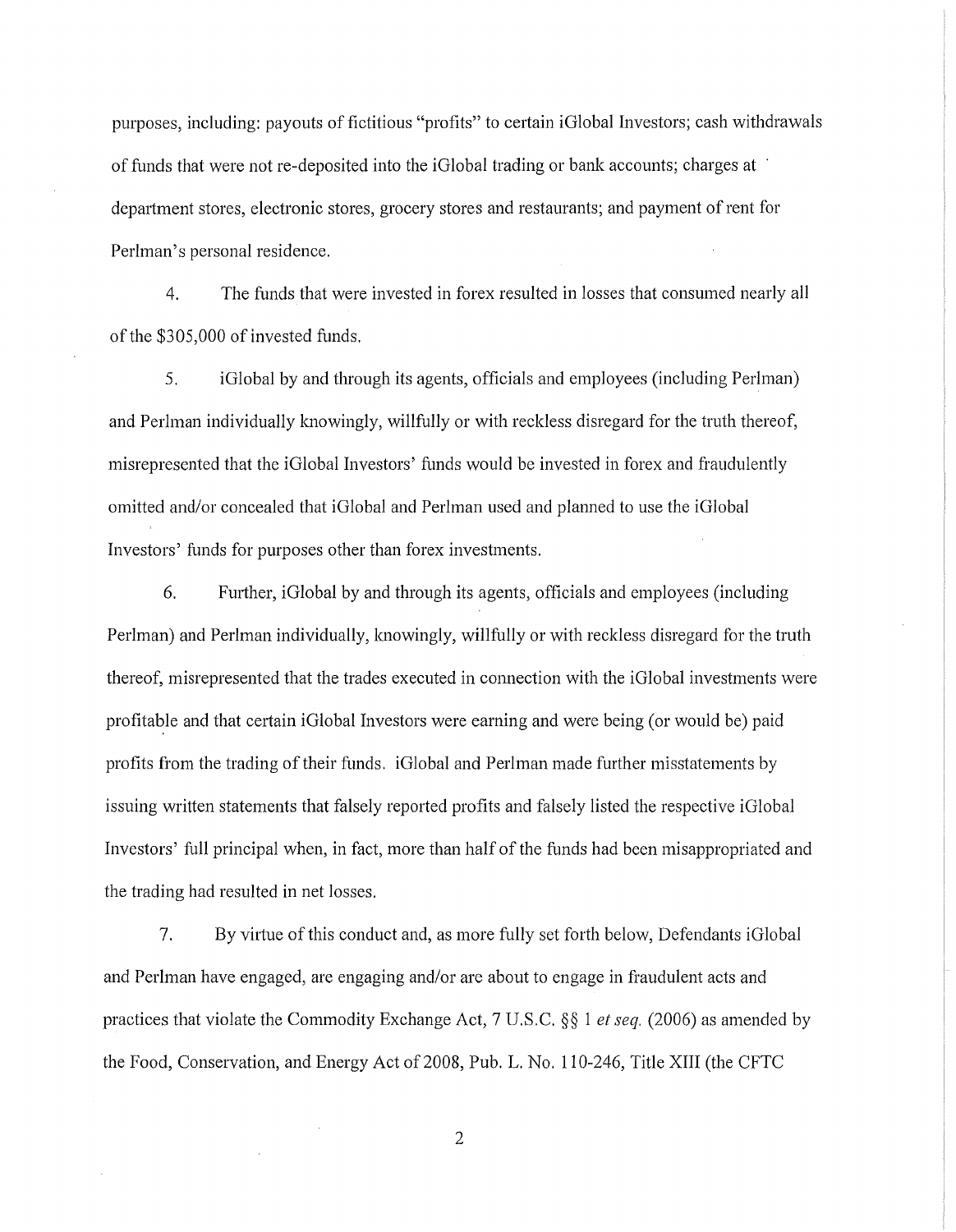purposes, including: payouts of fictitious "profits" to certain iGlobal Investors; cash withdrawals of funds that were not re-deposited into the iGlobal trading or bank accounts; charges at department stores, electronic stores, grocery stores and restaurants; and payment of rent for Perlman's personal residence.

4. The funds that were invested in forex resulted in losses that consumed nearly all of the $305,000 of invested funds.

5. iGlobal by and through its agents, officials and employees (including Perlman) and Perlman individually knowingly, willfully or with reckless disregard for the truth thereof, misrepresented that the iGlobal Investors' funds would be invested in forex and fraudulently omitted and/or concealed that iGlobal and Perlman used and planned to use the iGlobal Investors' funds for purposes other than forex investments.

6. Further, iGlobal by and through its agents, officials and employees (including Perlman) and Perlman individually, knowingly, willfully or with reckless disregard for the truth thereof, misrepresented that the trades executed in connection with the iGlobal investments were profitable and that certain iGlobal Investors were earning and were being (or would be) paid profits from the trading of their funds. iGlobal and Perlman made further misstatements by issuing written statements that falsely reported profits and falsely listed the respective iGlobal Investors' full principal when, in fact, more than half of the funds had been misappropriated and the trading had resulted in net losses.

7. By virtue of this conduct and, as more fully set forth below, Defendants iGlobal and Perlman have engaged, are engaging and/or are about to engage in fraudulent acts and practices that violate the Commodity Exchange Act, 7 U.S.C. §§ 1 *et seq.* (2006) as amended by the Food, Conservation, and Energy Act of 2008, Pub. L. No. 110-246, Title XIII (the CFTC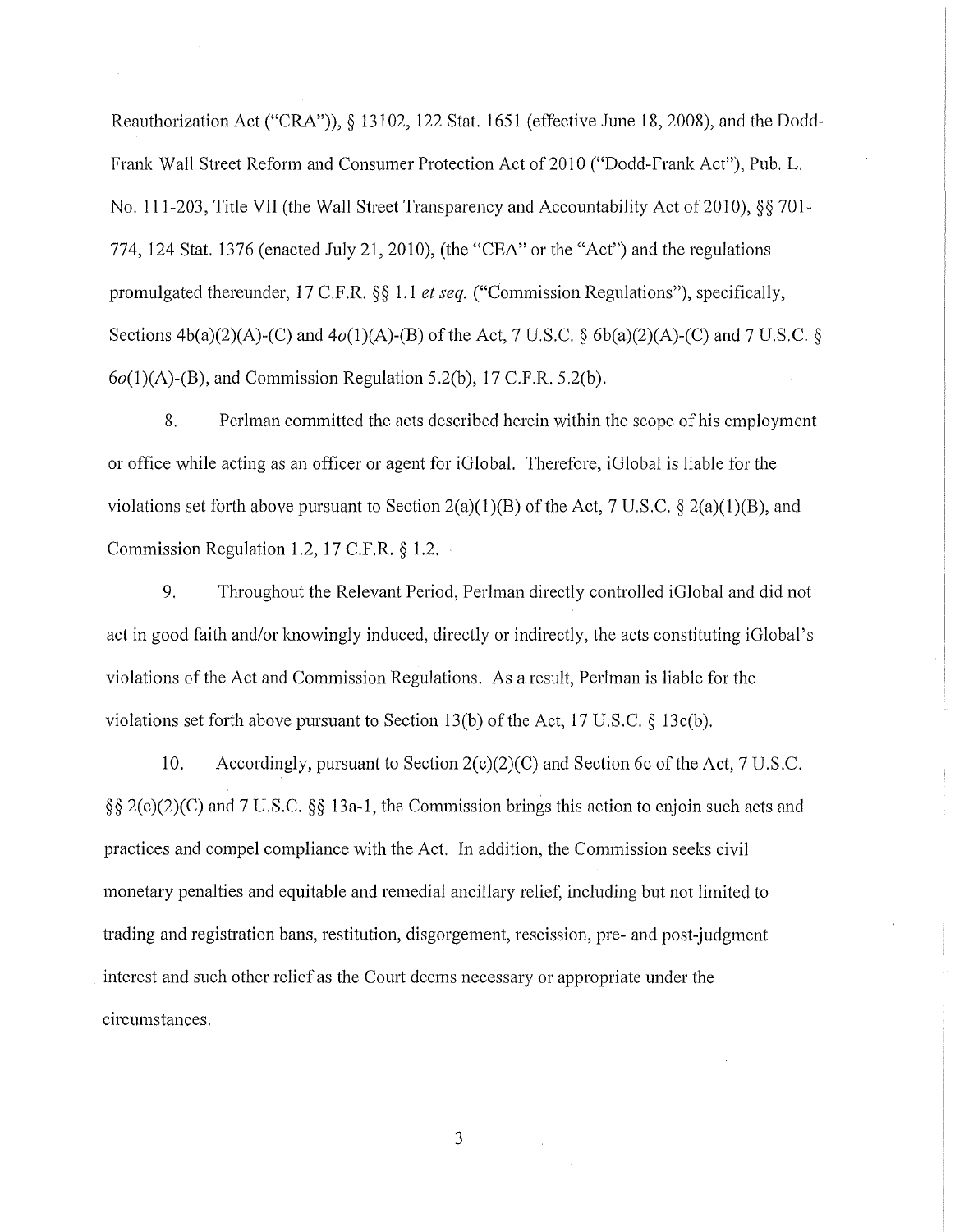Reauthorization Act ("CRA")), § 13102, 122 Stat. 1651 (effective June 18, 2008), and the Dodd-Frank Wall Street Reform and Consumer Protection Act of 2010 ("Dodd-Frank Act"), Pub. L. No. 111-203, Title VII (the Wall Street Transparency and Accountability Act of 2010), §§ 701-774, 124 Stat. 1376 (enacted July 21, 2010), (the "CEA" or the "Act") and the regulations promulgated thereunder, 17 C.F.R. §§ 1.1 *et seq.* ("Commission Regulations"), specifically, Sections 4b(a)(2)(A)-(C) and 4*o*(1)(A)-(B) of the Act, 7 U.S.C. § 6b(a)(2)(A)-(C) and 7 U.S.C. § 6*o*(1)(A)-(B), and Commission Regulation 5.2(b), 17 C.F.R. 5.2(b).

8. Perlman committed the acts described herein within the scope of his employment or office while acting as an officer or agent for iGlobal. Therefore, iGlobal is liable for the violations set forth above pursuant to Section 2(a)(1)(B) of the Act, 7 U.S.C. § 2(a)(1)(B), and Commission Regulation 1.2, 17 C.F.R. § 1.2.

9. Throughout the Relevant Period, Perlman directly controlled iGlobal and did not act in good faith and/or knowingly induced, directly or indirectly, the acts constituting iGlobal's violations of the Act and Commission Regulations. As a result, Perlman is liable for the violations set forth above pursuant to Section 13(b) of the Act, 17 U.S.C. § 13c(b).

10. Accordingly, pursuant to Section 2(c)(2)(C) and Section 6c of the Act, 7 U.S.C. §§ 2(c)(2)(C) and 7 U.S.C. §§ 13a-1, the Commission brings this action to enjoin such acts and practices and compel compliance with the Act. In addition, the Commission seeks civil monetary penalties and equitable and remedial ancillary relief, including but not limited to trading and registration bans, restitution, disgorgement, rescission, pre- and post-judgment interest and such other relief as the Court deems necessary or appropriate under the circumstances.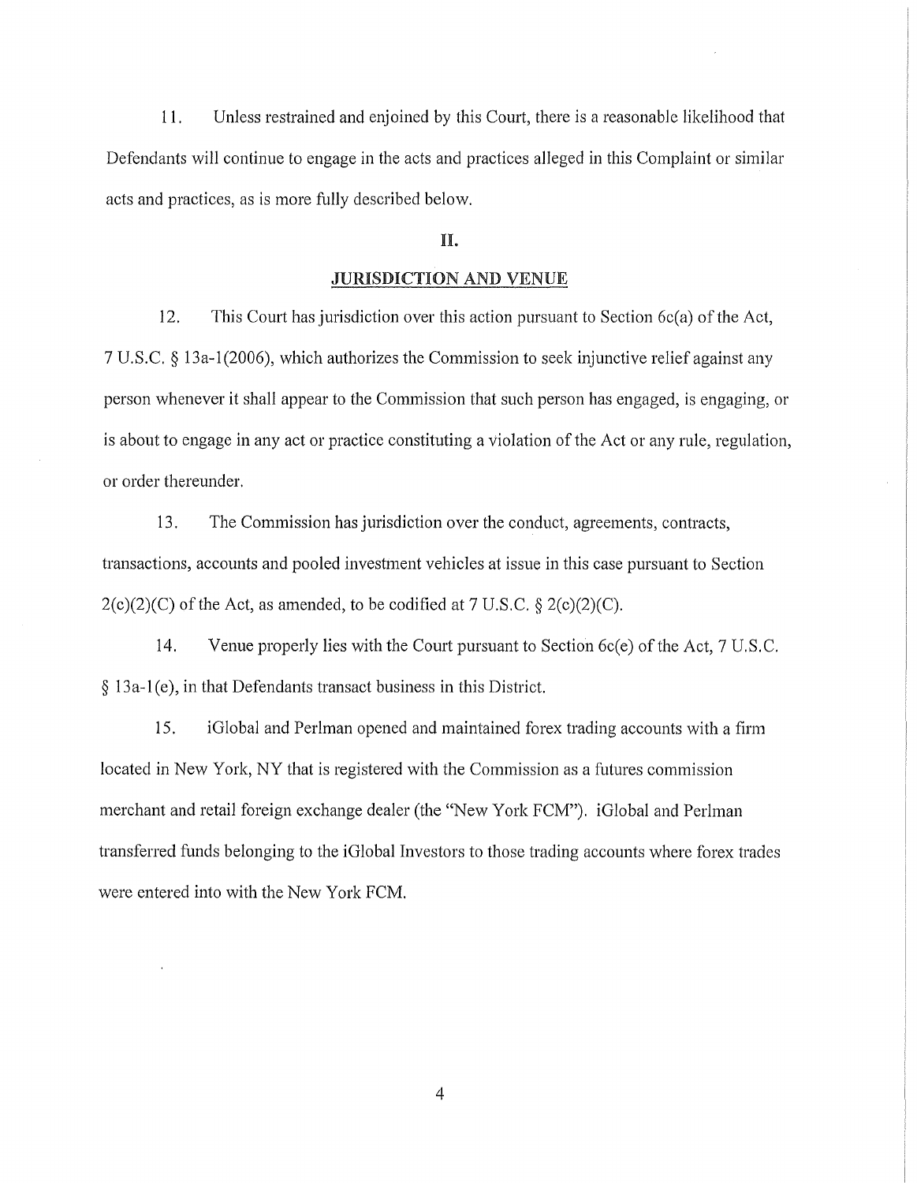11. Unless restrained and enjoined by this Court, there is a reasonable likelihood that Defendants will continue to engage in the acts and practices alleged in this Complaint or similar acts and practices, as is more fully described below.

## II.

## JURISDICTION AND VENUE

12. This Court has jurisdiction over this action pursuant to Section 6c(a) of the Act, 7 U.S.C. § 13a-1(2006), which authorizes the Commission to seek injunctive relief against any person whenever it shall appear to the Commission that such person has engaged, is engaging, or is about to engage in any act or practice constituting a violation of the Act or any rule, regulation, or order thereunder.

13. The Commission has jurisdiction over the conduct, agreements, contracts, transactions, accounts and pooled investment vehicles at issue in this case pursuant to Section 2(c)(2)(C) of the Act, as amended, to be codified at 7 U.S.C. § 2(c)(2)(C).

14. Venue properly lies with the Court pursuant to Section 6c(e) of the Act, 7 U.S.C. § 13a-1(e), in that Defendants transact business in this District.

15. iGlobal and Perlman opened and maintained forex trading accounts with a firm located in New York, NY that is registered with the Commission as a futures commission merchant and retail foreign exchange dealer (the "New York FCM"). iGlobal and Perlman transferred funds belonging to the iGlobal Investors to those trading accounts where forex trades were entered into with the New York FCM.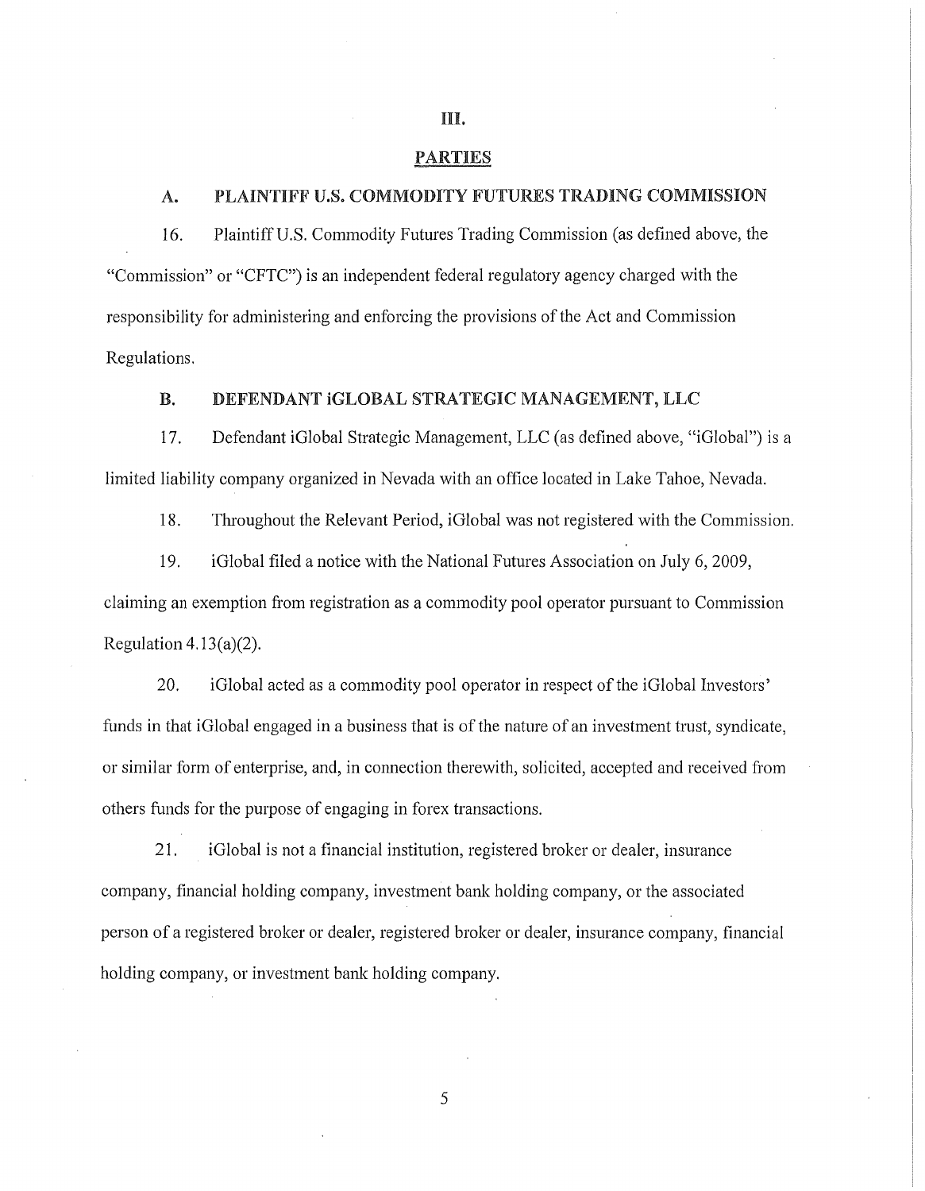## III.

## PARTIES

### A. PLAINTIFF U.S. COMMODITY FUTURES TRADING COMMISSION

16. Plaintiff U.S. Commodity Futures Trading Commission (as defined above, the "Commission" or "CFTC") is an independent federal regulatory agency charged with the responsibility for administering and enforcing the provisions of the Act and Commission Regulations.

### B. DEFENDANT iGLOBAL STRATEGIC MANAGEMENT, LLC

17. Defendant iGlobal Strategic Management, LLC (as defined above, "iGlobal") is a limited liability company organized in Nevada with an office located in Lake Tahoe, Nevada.

18. Throughout the Relevant Period, iGlobal was not registered with the Commission.

19. iGlobal filed a notice with the National Futures Association on July 6, 2009, claiming an exemption from registration as a commodity pool operator pursuant to Commission Regulation 4.13(a)(2).

20. iGlobal acted as a commodity pool operator in respect of the iGlobal Investors' funds in that iGlobal engaged in a business that is of the nature of an investment trust, syndicate, or similar form of enterprise, and, in connection therewith, solicited, accepted and received from others funds for the purpose of engaging in forex transactions.

21. iGlobal is not a financial institution, registered broker or dealer, insurance company, financial holding company, investment bank holding company, or the associated person of a registered broker or dealer, registered broker or dealer, insurance company, financial holding company, or investment bank holding company.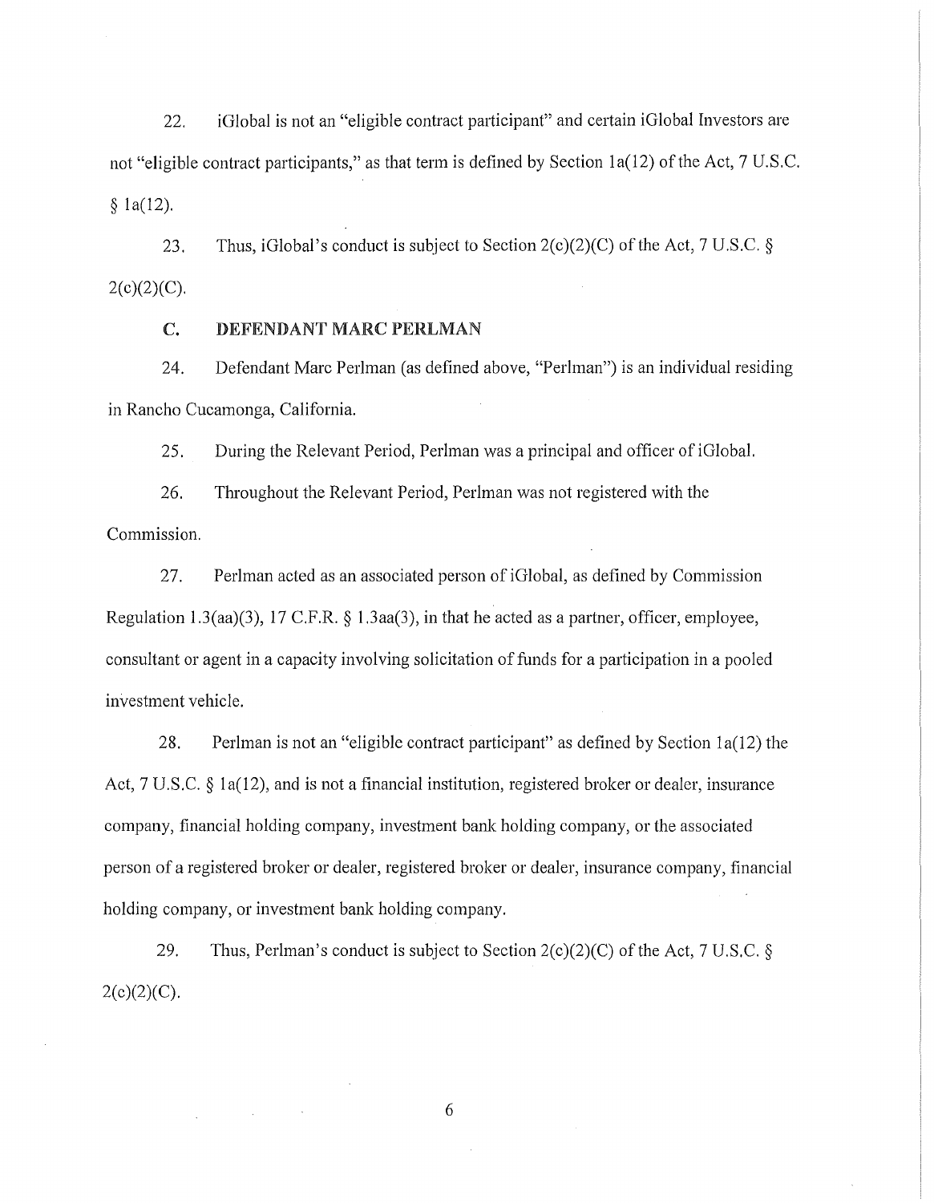22. iGlobal is not an "eligible contract participant" and certain iGlobal Investors are not "eligible contract participants," as that term is defined by Section 1a(12) of the Act, 7 U.S.C. § 1a(12).

23. Thus, iGlobal's conduct is subject to Section 2(c)(2)(C) of the Act, 7 U.S.C. § 2(c)(2)(C).

### C. DEFENDANT MARC PERLMAN

24. Defendant Marc Perlman (as defined above, "Perlman") is an individual residing in Rancho Cucamonga, California.

25. During the Relevant Period, Perlman was a principal and officer of iGlobal.

26. Throughout the Relevant Period, Perlman was not registered with the Commission.

27. Perlman acted as an associated person of iGlobal, as defined by Commission Regulation 1.3(aa)(3), 17 C.F.R. § 1.3aa(3), in that he acted as a partner, officer, employee, consultant or agent in a capacity involving solicitation of funds for a participation in a pooled investment vehicle.

28. Perlman is not an "eligible contract participant" as defined by Section 1a(12) the Act, 7 U.S.C. § 1a(12), and is not a financial institution, registered broker or dealer, insurance company, financial holding company, investment bank holding company, or the associated person of a registered broker or dealer, registered broker or dealer, insurance company, financial holding company, or investment bank holding company.

29. Thus, Perlman's conduct is subject to Section 2(c)(2)(C) of the Act, 7 U.S.C. § 2(c)(2)(C).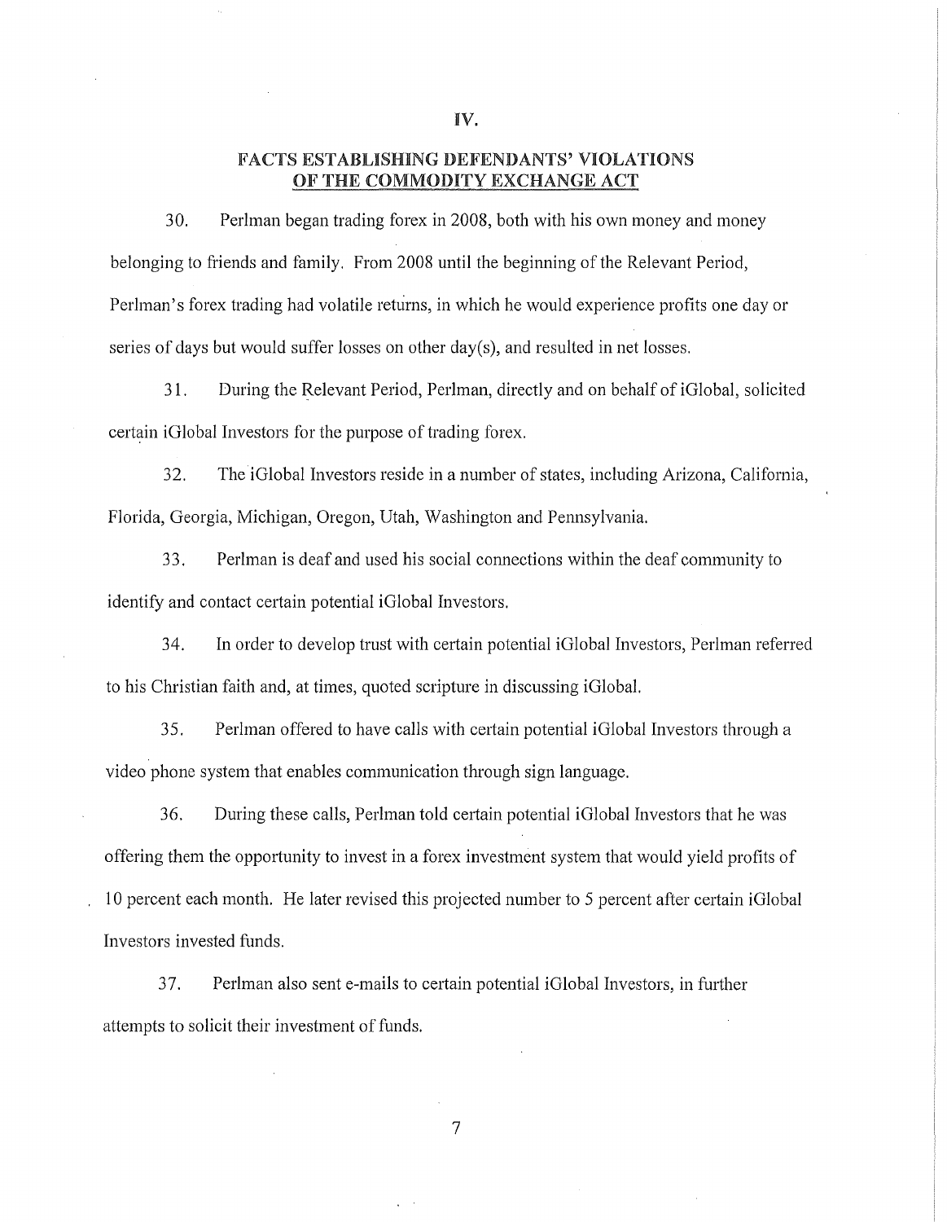## IV.

## FACTS ESTABLISHING DEFENDANTS' VIOLATIONS OF THE COMMODITY EXCHANGE ACT

30. Perlman began trading forex in 2008, both with his own money and money belonging to friends and family. From 2008 until the beginning of the Relevant Period, Perlman's forex trading had volatile returns, in which he would experience profits one day or series of days but would suffer losses on other day(s), and resulted in net losses.

31. During the Relevant Period, Perlman, directly and on behalf of iGlobal, solicited certain iGlobal Investors for the purpose of trading forex.

32. The iGlobal Investors reside in a number of states, including Arizona, California, Florida, Georgia, Michigan, Oregon, Utah, Washington and Pennsylvania.

33. Perlman is deaf and used his social connections within the deaf community to identify and contact certain potential iGlobal Investors.

34. In order to develop trust with certain potential iGlobal Investors, Perlman referred to his Christian faith and, at times, quoted scripture in discussing iGlobal.

35. Perlman offered to have calls with certain potential iGlobal Investors through a video phone system that enables communication through sign language.

36. During these calls, Perlman told certain potential iGlobal Investors that he was offering them the opportunity to invest in a forex investment system that would yield profits of 10 percent each month. He later revised this projected number to 5 percent after certain iGlobal Investors invested funds.

37. Perlman also sent e-mails to certain potential iGlobal Investors, in further attempts to solicit their investment of funds.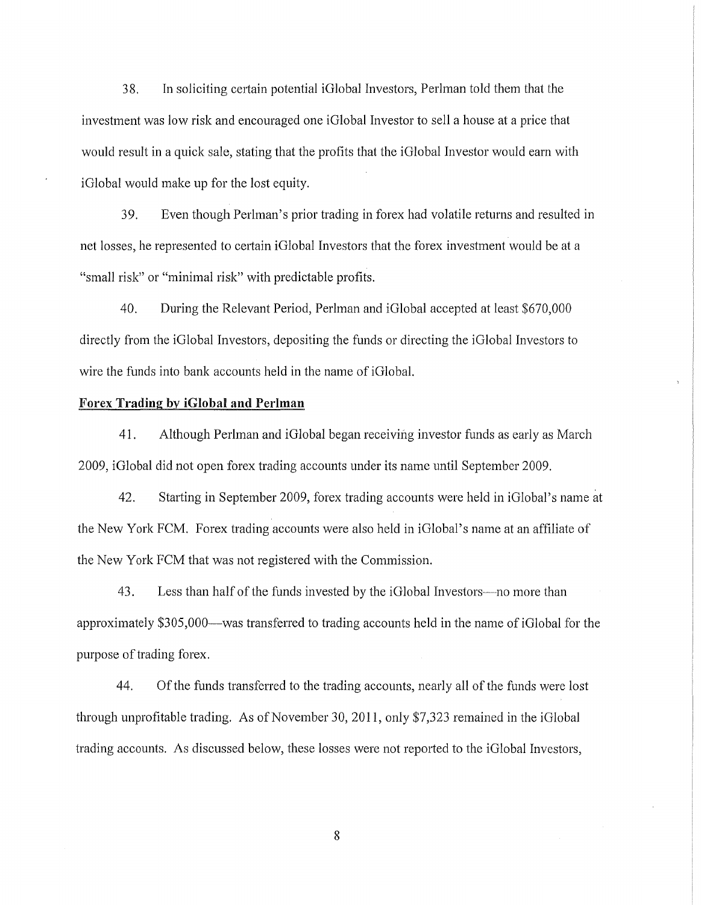38. In soliciting certain potential iGlobal Investors, Perlman told them that the investment was low risk and encouraged one iGlobal Investor to sell a house at a price that would result in a quick sale, stating that the profits that the iGlobal Investor would earn with iGlobal would make up for the lost equity.

39. Even though Perlman's prior trading in forex had volatile returns and resulted in net losses, he represented to certain iGlobal Investors that the forex investment would be at a "small risk" or "minimal risk" with predictable profits.

40. During the Relevant Period, Perlman and iGlobal accepted at least $670,000 directly from the iGlobal Investors, depositing the funds or directing the iGlobal Investors to wire the funds into bank accounts held in the name of iGlobal.

**Forex Trading by iGlobal and Perlman**

41. Although Perlman and iGlobal began receiving investor funds as early as March 2009, iGlobal did not open forex trading accounts under its name until September 2009.

42. Starting in September 2009, forex trading accounts were held in iGlobal's name at the New York FCM. Forex trading accounts were also held in iGlobal's name at an affiliate of the New York FCM that was not registered with the Commission.

43. Less than half of the funds invested by the iGlobal Investors—no more than approximately $305,000—was transferred to trading accounts held in the name of iGlobal for the purpose of trading forex.

44. Of the funds transferred to the trading accounts, nearly all of the funds were lost through unprofitable trading. As of November 30, 2011, only $7,323 remained in the iGlobal trading accounts. As discussed below, these losses were not reported to the iGlobal Investors,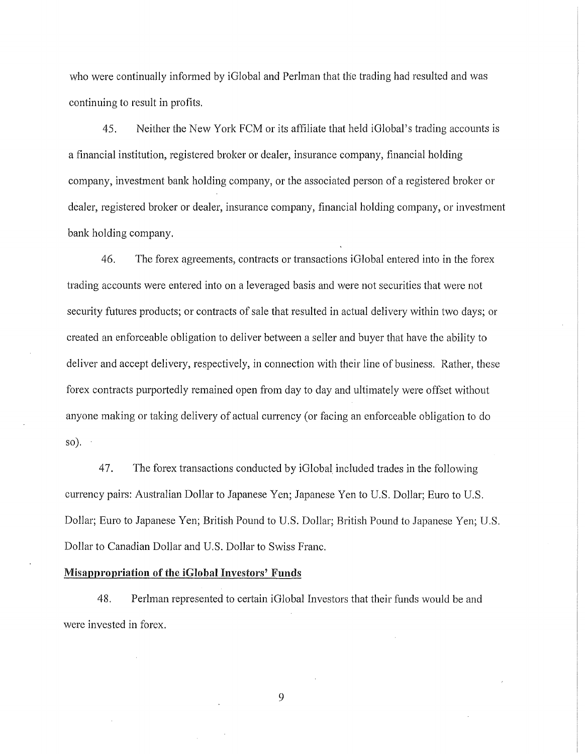who were continually informed by iGlobal and Perlman that the trading had resulted and was continuing to result in profits.

45. Neither the New York FCM or its affiliate that held iGlobal's trading accounts is a financial institution, registered broker or dealer, insurance company, financial holding company, investment bank holding company, or the associated person of a registered broker or dealer, registered broker or dealer, insurance company, financial holding company, or investment bank holding company.

46. The forex agreements, contracts or transactions iGlobal entered into in the forex trading accounts were entered into on a leveraged basis and were not securities that were not security futures products; or contracts of sale that resulted in actual delivery within two days; or created an enforceable obligation to deliver between a seller and buyer that have the ability to deliver and accept delivery, respectively, in connection with their line of business. Rather, these forex contracts purportedly remained open from day to day and ultimately were offset without anyone making or taking delivery of actual currency (or facing an enforceable obligation to do so).

47. The forex transactions conducted by iGlobal included trades in the following currency pairs: Australian Dollar to Japanese Yen; Japanese Yen to U.S. Dollar; Euro to U.S. Dollar; Euro to Japanese Yen; British Pound to U.S. Dollar; British Pound to Japanese Yen; U.S. Dollar to Canadian Dollar and U.S. Dollar to Swiss Franc.

**Misappropriation of the iGlobal Investors' Funds**

48. Perlman represented to certain iGlobal Investors that their funds would be and were invested in forex.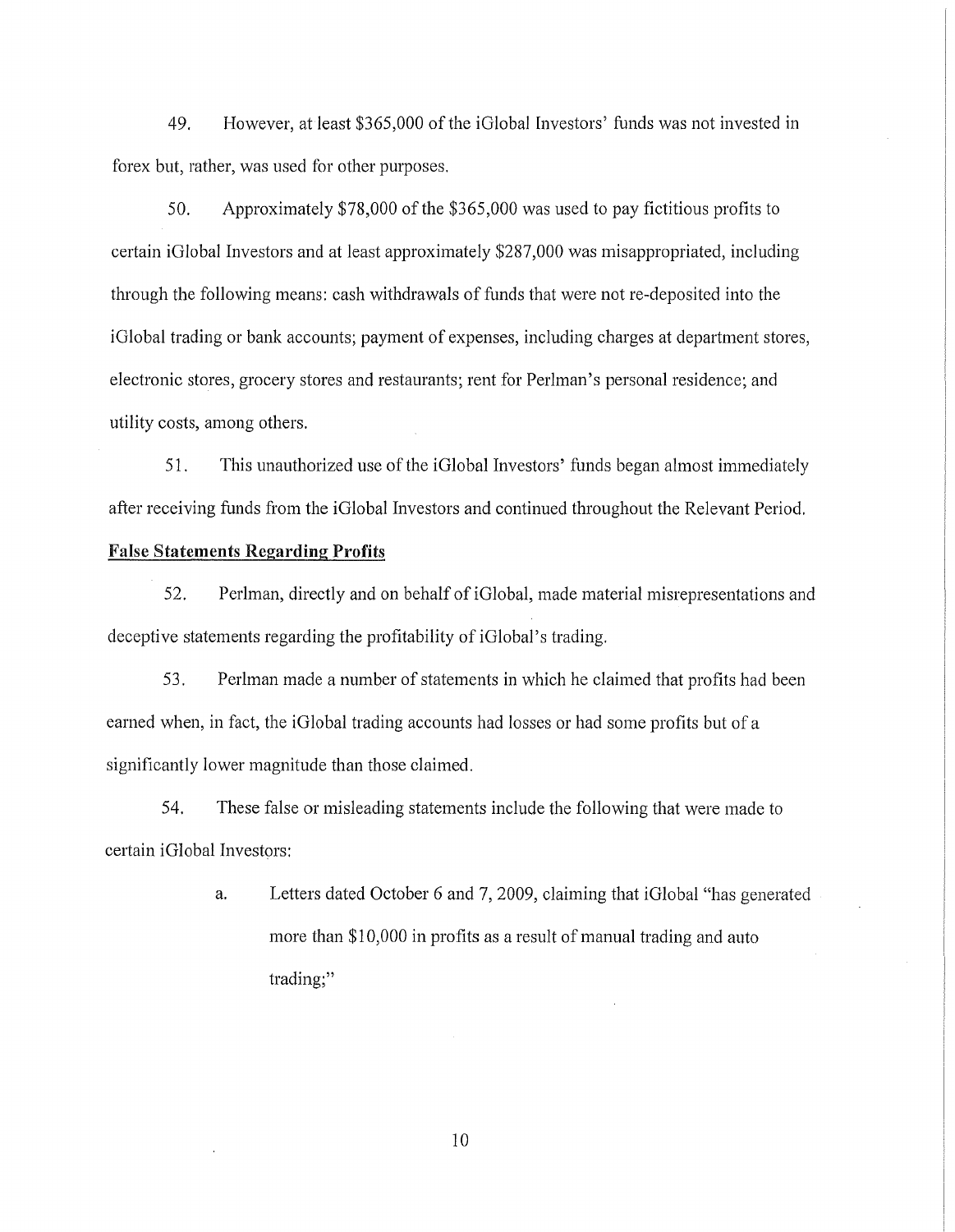49. However, at least $365,000 of the iGlobal Investors' funds was not invested in forex but, rather, was used for other purposes.

50. Approximately $78,000 of the $365,000 was used to pay fictitious profits to certain iGlobal Investors and at least approximately $287,000 was misappropriated, including through the following means: cash withdrawals of funds that were not re-deposited into the iGlobal trading or bank accounts; payment of expenses, including charges at department stores, electronic stores, grocery stores and restaurants; rent for Perlman's personal residence; and utility costs, among others.

51. This unauthorized use of the iGlobal Investors' funds began almost immediately after receiving funds from the iGlobal Investors and continued throughout the Relevant Period.

**False Statements Regarding Profits**

52. Perlman, directly and on behalf of iGlobal, made material misrepresentations and deceptive statements regarding the profitability of iGlobal's trading.

53. Perlman made a number of statements in which he claimed that profits had been earned when, in fact, the iGlobal trading accounts had losses or had some profits but of a significantly lower magnitude than those claimed.

54. These false or misleading statements include the following that were made to certain iGlobal Investors:

a. Letters dated October 6 and 7, 2009, claiming that iGlobal "has generated more than $10,000 in profits as a result of manual trading and auto trading;"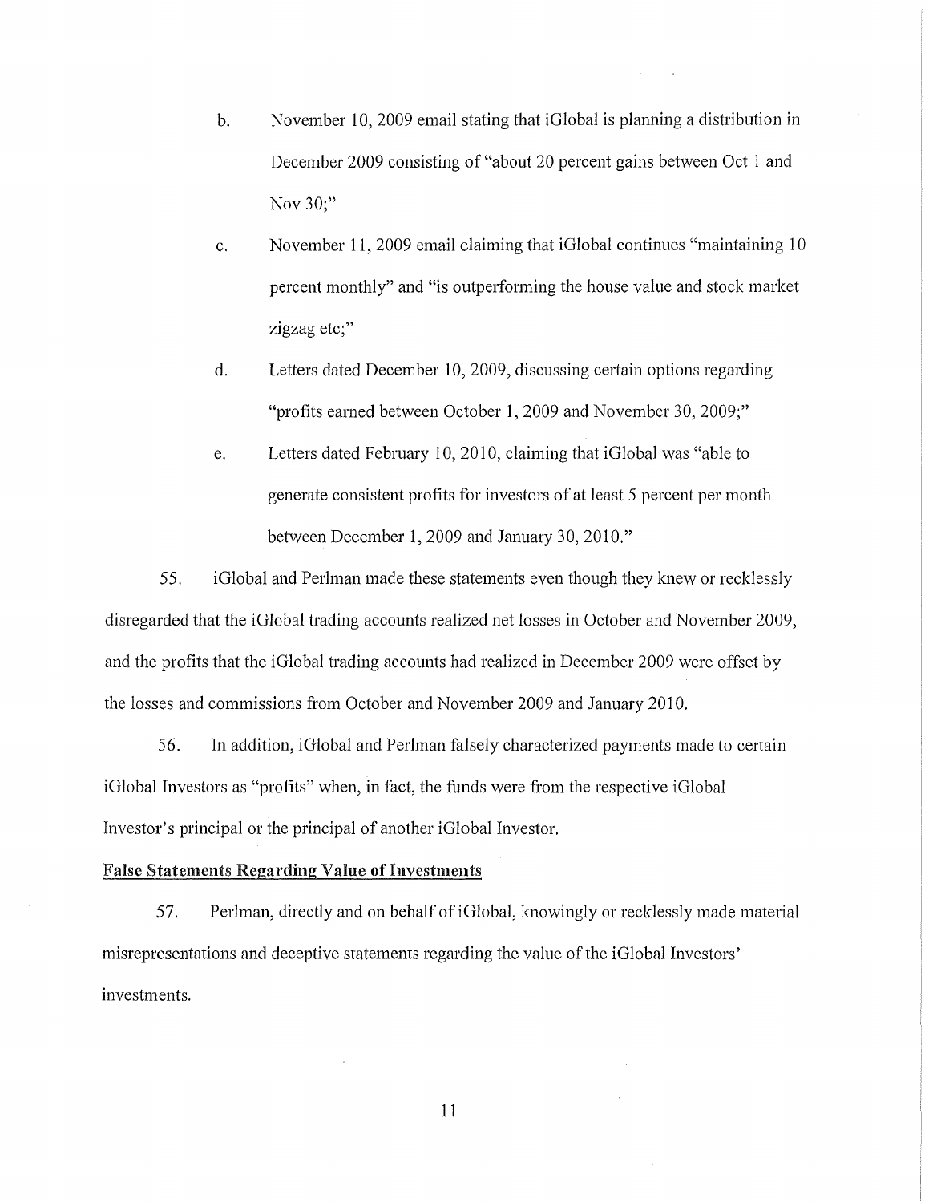b. November 10, 2009 email stating that iGlobal is planning a distribution in December 2009 consisting of "about 20 percent gains between Oct 1 and Nov 30;"

c. November 11, 2009 email claiming that iGlobal continues "maintaining 10 percent monthly" and "is outperforming the house value and stock market zigzag etc;"

d. Letters dated December 10, 2009, discussing certain options regarding "profits earned between October 1, 2009 and November 30, 2009;"

e. Letters dated February 10, 2010, claiming that iGlobal was "able to generate consistent profits for investors of at least 5 percent per month between December 1, 2009 and January 30, 2010."

55. iGlobal and Perlman made these statements even though they knew or recklessly disregarded that the iGlobal trading accounts realized net losses in October and November 2009, and the profits that the iGlobal trading accounts had realized in December 2009 were offset by the losses and commissions from October and November 2009 and January 2010.

56. In addition, iGlobal and Perlman falsely characterized payments made to certain iGlobal Investors as "profits" when, in fact, the funds were from the respective iGlobal Investor's principal or the principal of another iGlobal Investor.

**False Statements Regarding Value of Investments**

57. Perlman, directly and on behalf of iGlobal, knowingly or recklessly made material misrepresentations and deceptive statements regarding the value of the iGlobal Investors' investments.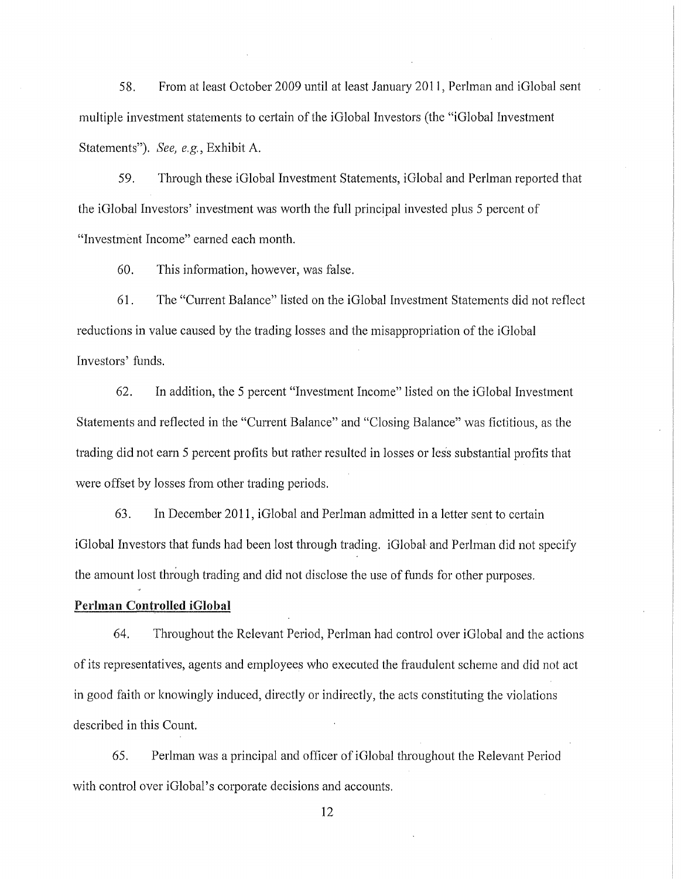58. From at least October 2009 until at least January 2011, Perlman and iGlobal sent multiple investment statements to certain of the iGlobal Investors (the "iGlobal Investment Statements"). *See, e.g.*, Exhibit A.

59. Through these iGlobal Investment Statements, iGlobal and Perlman reported that the iGlobal Investors' investment was worth the full principal invested plus 5 percent of "Investment Income" earned each month.

60. This information, however, was false.

61. The "Current Balance" listed on the iGlobal Investment Statements did not reflect reductions in value caused by the trading losses and the misappropriation of the iGlobal Investors' funds.

62. In addition, the 5 percent "Investment Income" listed on the iGlobal Investment Statements and reflected in the "Current Balance" and "Closing Balance" was fictitious, as the trading did not earn 5 percent profits but rather resulted in losses or less substantial profits that were offset by losses from other trading periods.

63. In December 2011, iGlobal and Perlman admitted in a letter sent to certain iGlobal Investors that funds had been lost through trading. iGlobal and Perlman did not specify the amount lost through trading and did not disclose the use of funds for other purposes.

**Perlman Controlled iGlobal**

64. Throughout the Relevant Period, Perlman had control over iGlobal and the actions of its representatives, agents and employees who executed the fraudulent scheme and did not act in good faith or knowingly induced, directly or indirectly, the acts constituting the violations described in this Count.

65. Perlman was a principal and officer of iGlobal throughout the Relevant Period with control over iGlobal's corporate decisions and accounts.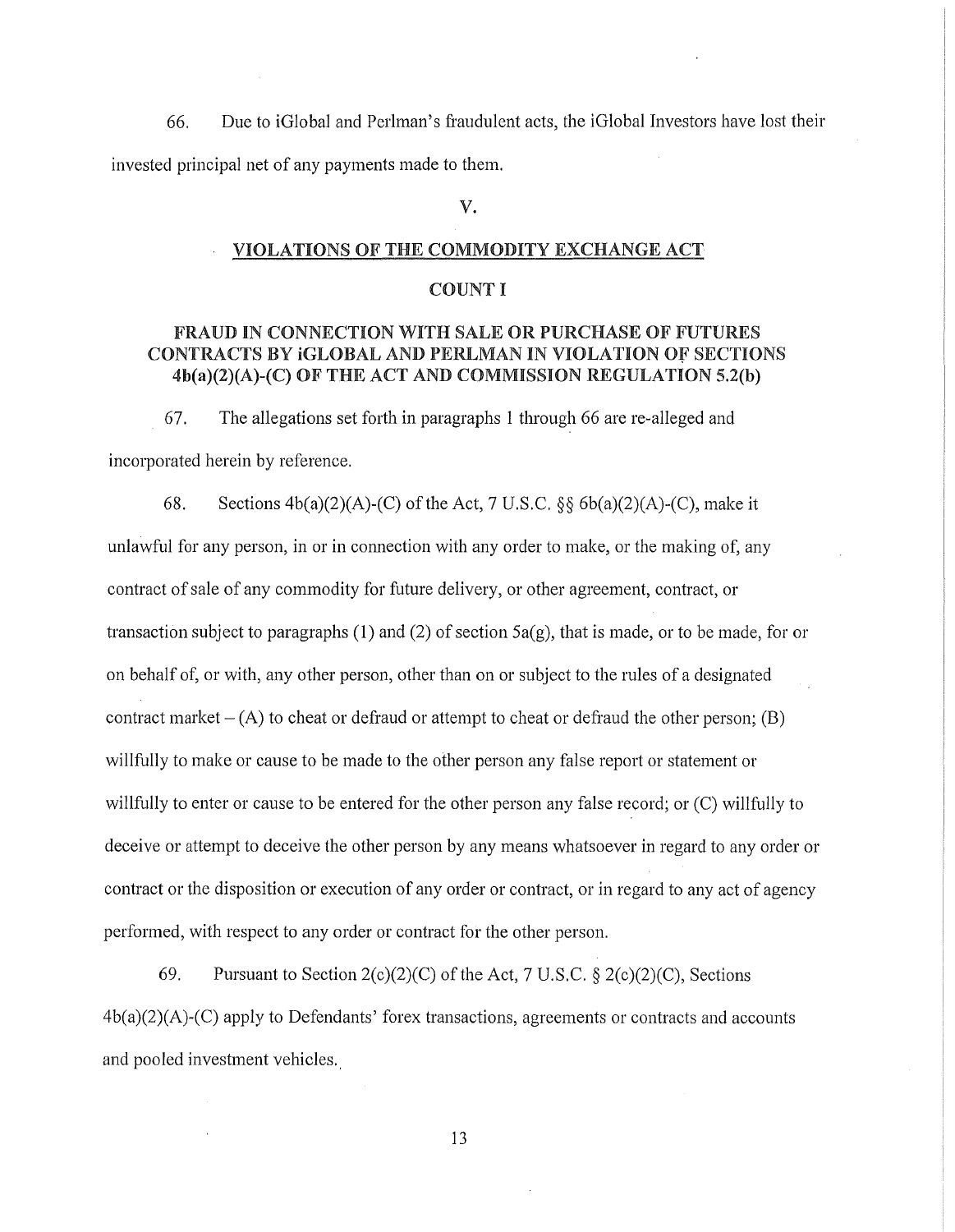66. Due to iGlobal and Perlman's fraudulent acts, the iGlobal Investors have lost their invested principal net of any payments made to them.

## V.

## VIOLATIONS OF THE COMMODITY EXCHANGE ACT

### COUNT I

### FRAUD IN CONNECTION WITH SALE OR PURCHASE OF FUTURES CONTRACTS BY iGLOBAL AND PERLMAN IN VIOLATION OF SECTIONS 4b(a)(2)(A)-(C) OF THE ACT AND COMMISSION REGULATION 5.2(b)

67. The allegations set forth in paragraphs 1 through 66 are re-alleged and incorporated herein by reference.

68. Sections 4b(a)(2)(A)-(C) of the Act, 7 U.S.C. §§ 6b(a)(2)(A)-(C), make it unlawful for any person, in or in connection with any order to make, or the making of, any contract of sale of any commodity for future delivery, or other agreement, contract, or transaction subject to paragraphs (1) and (2) of section 5a(g), that is made, or to be made, for or on behalf of, or with, any other person, other than on or subject to the rules of a designated contract market – (A) to cheat or defraud or attempt to cheat or defraud the other person; (B) willfully to make or cause to be made to the other person any false report or statement or willfully to enter or cause to be entered for the other person any false record; or (C) willfully to deceive or attempt to deceive the other person by any means whatsoever in regard to any order or contract or the disposition or execution of any order or contract, or in regard to any act of agency performed, with respect to any order or contract for the other person.

69. Pursuant to Section 2(c)(2)(C) of the Act, 7 U.S.C. § 2(c)(2)(C), Sections 4b(a)(2)(A)-(C) apply to Defendants' forex transactions, agreements or contracts and accounts and pooled investment vehicles.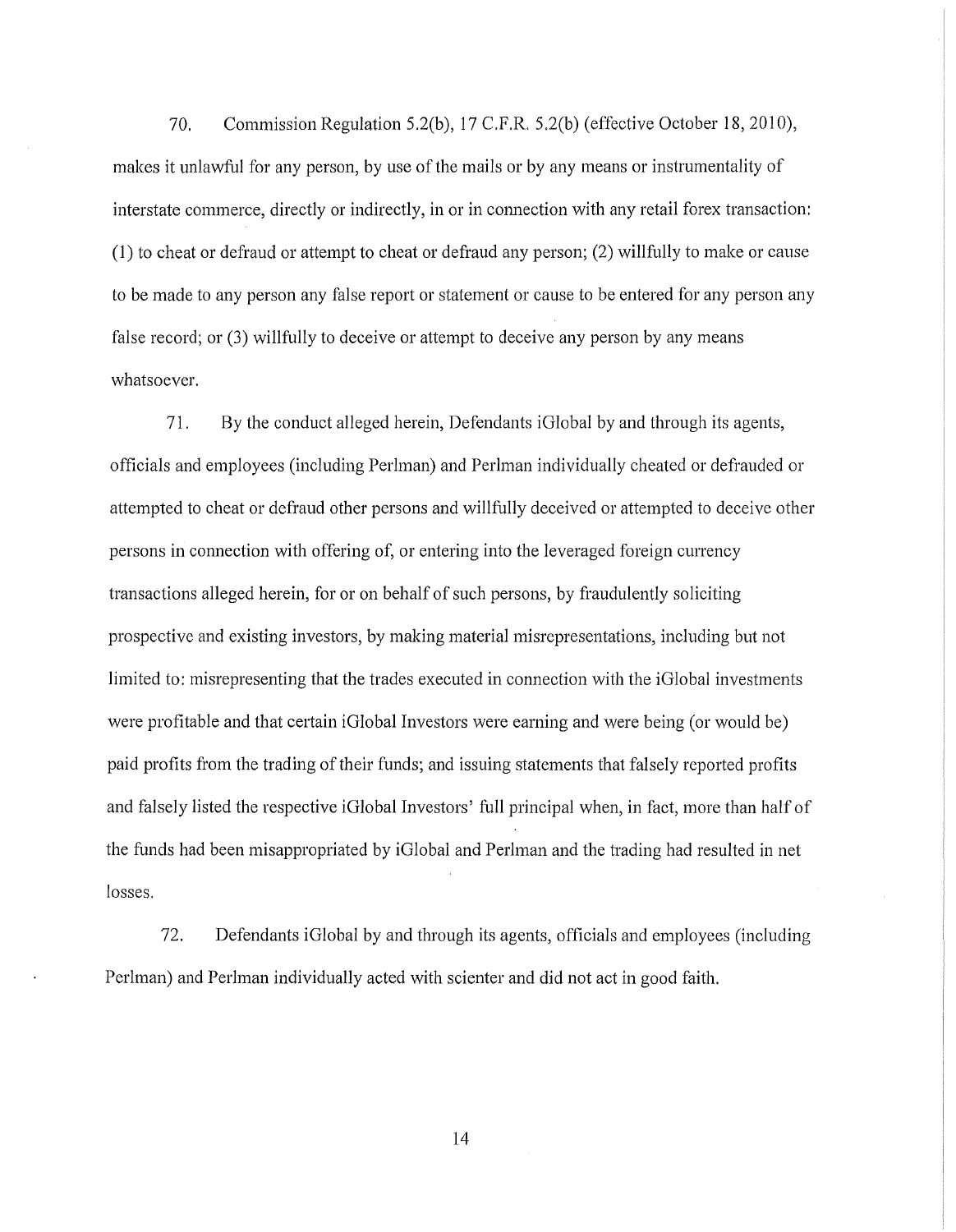70. Commission Regulation 5.2(b), 17 C.F.R. 5.2(b) (effective October 18, 2010), makes it unlawful for any person, by use of the mails or by any means or instrumentality of interstate commerce, directly or indirectly, in or in connection with any retail forex transaction: (1) to cheat or defraud or attempt to cheat or defraud any person; (2) willfully to make or cause to be made to any person any false report or statement or cause to be entered for any person any false record; or (3) willfully to deceive or attempt to deceive any person by any means whatsoever.

71. By the conduct alleged herein, Defendants iGlobal by and through its agents, officials and employees (including Perlman) and Perlman individually cheated or defrauded or attempted to cheat or defraud other persons and willfully deceived or attempted to deceive other persons in connection with offering of, or entering into the leveraged foreign currency transactions alleged herein, for or on behalf of such persons, by fraudulently soliciting prospective and existing investors, by making material misrepresentations, including but not limited to: misrepresenting that the trades executed in connection with the iGlobal investments were profitable and that certain iGlobal Investors were earning and were being (or would be) paid profits from the trading of their funds; and issuing statements that falsely reported profits and falsely listed the respective iGlobal Investors' full principal when, in fact, more than half of the funds had been misappropriated by iGlobal and Perlman and the trading had resulted in net losses.

72. Defendants iGlobal by and through its agents, officials and employees (including Perlman) and Perlman individually acted with scienter and did not act in good faith.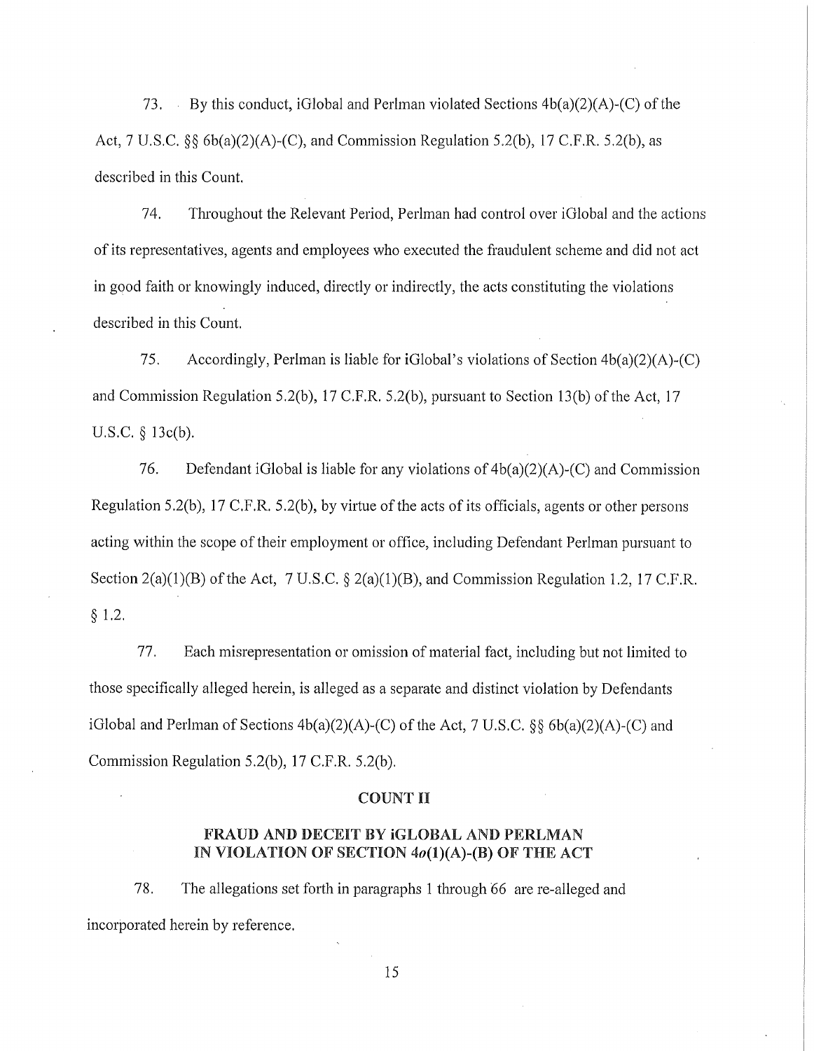73. By this conduct, iGlobal and Perlman violated Sections 4b(a)(2)(A)-(C) of the Act, 7 U.S.C. §§ 6b(a)(2)(A)-(C), and Commission Regulation 5.2(b), 17 C.F.R. 5.2(b), as described in this Count.

74. Throughout the Relevant Period, Perlman had control over iGlobal and the actions of its representatives, agents and employees who executed the fraudulent scheme and did not act in good faith or knowingly induced, directly or indirectly, the acts constituting the violations described in this Count.

75. Accordingly, Perlman is liable for iGlobal's violations of Section 4b(a)(2)(A)-(C) and Commission Regulation 5.2(b), 17 C.F.R. 5.2(b), pursuant to Section 13(b) of the Act, 17 U.S.C. § 13c(b).

76. Defendant iGlobal is liable for any violations of 4b(a)(2)(A)-(C) and Commission Regulation 5.2(b), 17 C.F.R. 5.2(b), by virtue of the acts of its officials, agents or other persons acting within the scope of their employment or office, including Defendant Perlman pursuant to Section 2(a)(1)(B) of the Act, 7 U.S.C. § 2(a)(1)(B), and Commission Regulation 1.2, 17 C.F.R. § 1.2.

77. Each misrepresentation or omission of material fact, including but not limited to those specifically alleged herein, is alleged as a separate and distinct violation by Defendants iGlobal and Perlman of Sections 4b(a)(2)(A)-(C) of the Act, 7 U.S.C. §§ 6b(a)(2)(A)-(C) and Commission Regulation 5.2(b), 17 C.F.R. 5.2(b).

## COUNT II

## FRAUD AND DECEIT BY iGLOBAL AND PERLMAN IN VIOLATION OF SECTION 4*o*(1)(A)-(B) OF THE ACT

78. The allegations set forth in paragraphs 1 through 66 are re-alleged and incorporated herein by reference.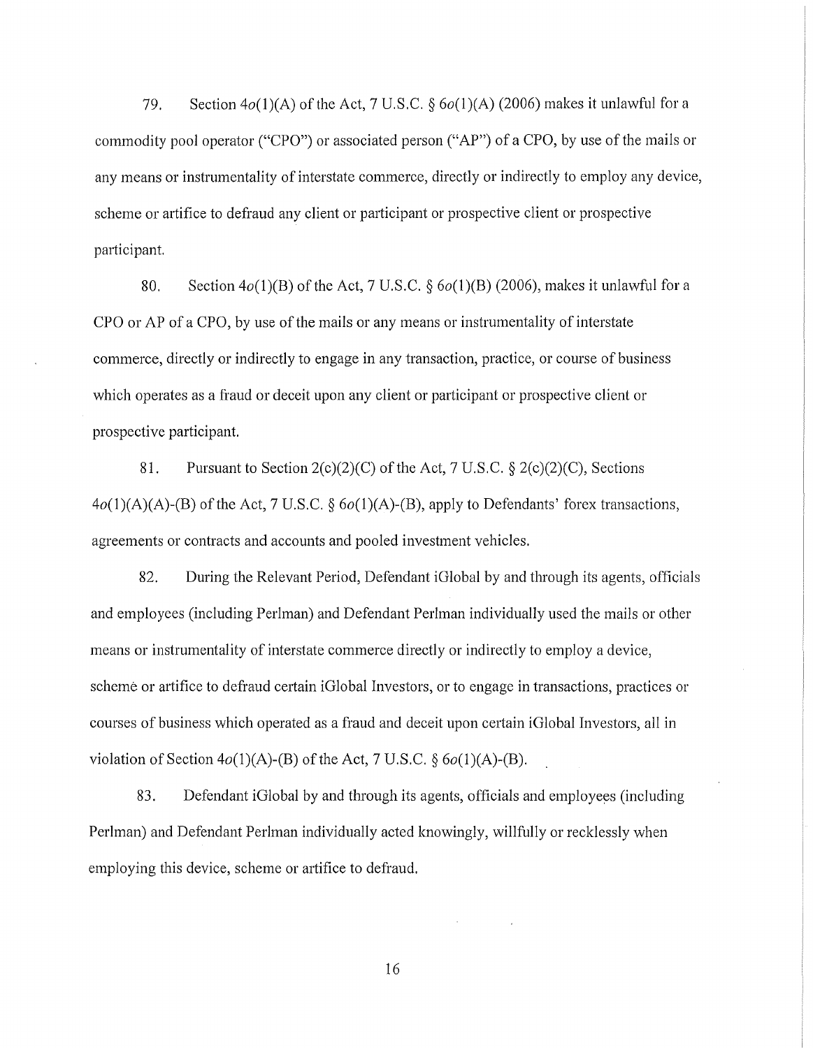79. Section 4*o*(1)(A) of the Act, 7 U.S.C. § 6*o*(1)(A) (2006) makes it unlawful for a commodity pool operator ("CPO") or associated person ("AP") of a CPO, by use of the mails or any means or instrumentality of interstate commerce, directly or indirectly to employ any device, scheme or artifice to defraud any client or participant or prospective client or prospective participant.

80. Section 4*o*(1)(B) of the Act, 7 U.S.C. § 6*o*(1)(B) (2006), makes it unlawful for a CPO or AP of a CPO, by use of the mails or any means or instrumentality of interstate commerce, directly or indirectly to engage in any transaction, practice, or course of business which operates as a fraud or deceit upon any client or participant or prospective client or prospective participant.

81. Pursuant to Section 2(c)(2)(C) of the Act, 7 U.S.C. § 2(c)(2)(C), Sections 4*o*(1)(A)(A)-(B) of the Act, 7 U.S.C. § 6*o*(1)(A)-(B), apply to Defendants' forex transactions, agreements or contracts and accounts and pooled investment vehicles.

82. During the Relevant Period, Defendant iGlobal by and through its agents, officials and employees (including Perlman) and Defendant Perlman individually used the mails or other means or instrumentality of interstate commerce directly or indirectly to employ a device, scheme or artifice to defraud certain iGlobal Investors, or to engage in transactions, practices or courses of business which operated as a fraud and deceit upon certain iGlobal Investors, all in violation of Section 4*o*(1)(A)-(B) of the Act, 7 U.S.C. § 6*o*(1)(A)-(B).

83. Defendant iGlobal by and through its agents, officials and employees (including Perlman) and Defendant Perlman individually acted knowingly, willfully or recklessly when employing this device, scheme or artifice to defraud.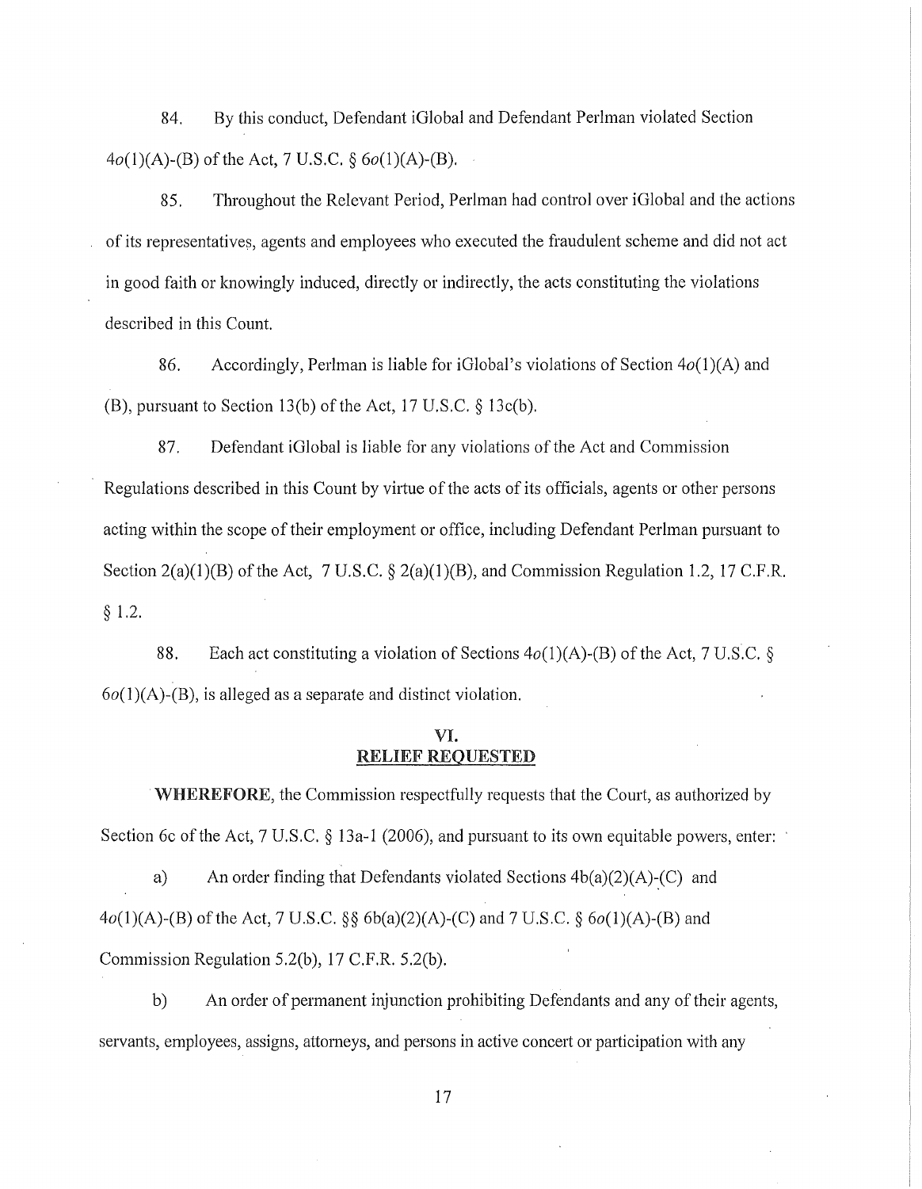84. By this conduct, Defendant iGlobal and Defendant Perlman violated Section 4*o*(1)(A)-(B) of the Act, 7 U.S.C. § 6*o*(1)(A)-(B).

85. Throughout the Relevant Period, Perlman had control over iGlobal and the actions of its representatives, agents and employees who executed the fraudulent scheme and did not act in good faith or knowingly induced, directly or indirectly, the acts constituting the violations described in this Count.

86. Accordingly, Perlman is liable for iGlobal's violations of Section 4*o*(1)(A) and (B), pursuant to Section 13(b) of the Act, 17 U.S.C. § 13c(b).

87. Defendant iGlobal is liable for any violations of the Act and Commission Regulations described in this Count by virtue of the acts of its officials, agents or other persons acting within the scope of their employment or office, including Defendant Perlman pursuant to Section 2(a)(1)(B) of the Act, 7 U.S.C. § 2(a)(1)(B), and Commission Regulation 1.2, 17 C.F.R. § 1.2.

88. Each act constituting a violation of Sections 4*o*(1)(A)-(B) of the Act, 7 U.S.C. § 6*o*(1)(A)-(B), is alleged as a separate and distinct violation.

## VI.
## RELIEF REQUESTED

**WHEREFORE**, the Commission respectfully requests that the Court, as authorized by Section 6c of the Act, 7 U.S.C. § 13a-1 (2006), and pursuant to its own equitable powers, enter:

a) An order finding that Defendants violated Sections 4b(a)(2)(A)-(C) and 4*o*(1)(A)-(B) of the Act, 7 U.S.C. §§ 6b(a)(2)(A)-(C) and 7 U.S.C. § 6*o*(1)(A)-(B) and Commission Regulation 5.2(b), 17 C.F.R. 5.2(b).

b) An order of permanent injunction prohibiting Defendants and any of their agents, servants, employees, assigns, attorneys, and persons in active concert or participation with any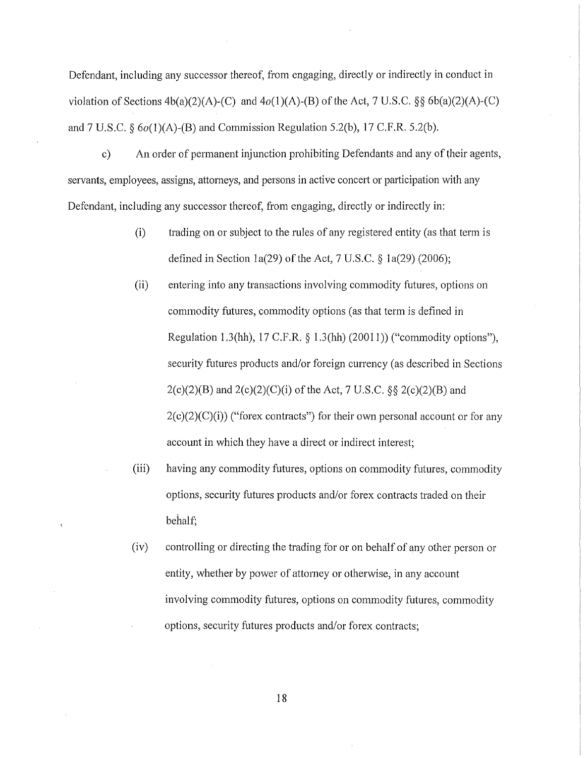Defendant, including any successor thereof, from engaging, directly or indirectly in conduct in violation of Sections 4b(a)(2)(A)-(C) and 4*o*(1)(A)-(B) of the Act, 7 U.S.C. §§ 6b(a)(2)(A)-(C) and 7 U.S.C. § 6*o*(1)(A)-(B) and Commission Regulation 5.2(b), 17 C.F.R. 5.2(b).

c) An order of permanent injunction prohibiting Defendants and any of their agents, servants, employees, assigns, attorneys, and persons in active concert or participation with any Defendant, including any successor thereof, from engaging, directly or indirectly in:

(i) trading on or subject to the rules of any registered entity (as that term is defined in Section 1a(29) of the Act, 7 U.S.C. § 1a(29) (2006);

(ii) entering into any transactions involving commodity futures, options on commodity futures, commodity options (as that term is defined in Regulation 1.3(hh), 17 C.F.R. § 1.3(hh) (20011)) ("commodity options"), security futures products and/or foreign currency (as described in Sections 2(c)(2)(B) and 2(c)(2)(C)(i) of the Act, 7 U.S.C. §§ 2(c)(2)(B) and 2(c)(2)(C)(i)) ("forex contracts") for their own personal account or for any account in which they have a direct or indirect interest;

(iii) having any commodity futures, options on commodity futures, commodity options, security futures products and/or forex contracts traded on their behalf;

(iv) controlling or directing the trading for or on behalf of any other person or entity, whether by power of attorney or otherwise, in any account involving commodity futures, options on commodity futures, commodity options, security futures products and/or forex contracts;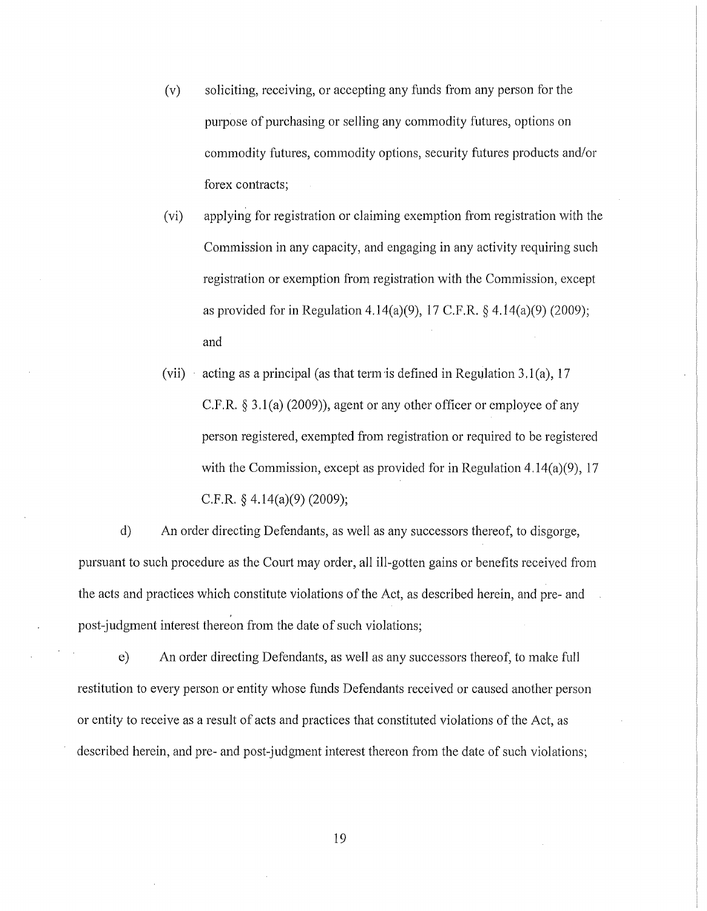(v) soliciting, receiving, or accepting any funds from any person for the purpose of purchasing or selling any commodity futures, options on commodity futures, commodity options, security futures products and/or forex contracts;

(vi) applying for registration or claiming exemption from registration with the Commission in any capacity, and engaging in any activity requiring such registration or exemption from registration with the Commission, except as provided for in Regulation 4.14(a)(9), 17 C.F.R. § 4.14(a)(9) (2009); and

(vii) acting as a principal (as that term is defined in Regulation 3.1(a), 17 C.F.R. § 3.1(a) (2009)), agent or any other officer or employee of any person registered, exempted from registration or required to be registered with the Commission, except as provided for in Regulation 4.14(a)(9), 17 C.F.R. § 4.14(a)(9) (2009);

d) An order directing Defendants, as well as any successors thereof, to disgorge, pursuant to such procedure as the Court may order, all ill-gotten gains or benefits received from the acts and practices which constitute violations of the Act, as described herein, and pre- and post-judgment interest thereon from the date of such violations;

e) An order directing Defendants, as well as any successors thereof, to make full restitution to every person or entity whose funds Defendants received or caused another person or entity to receive as a result of acts and practices that constituted violations of the Act, as described herein, and pre- and post-judgment interest thereon from the date of such violations;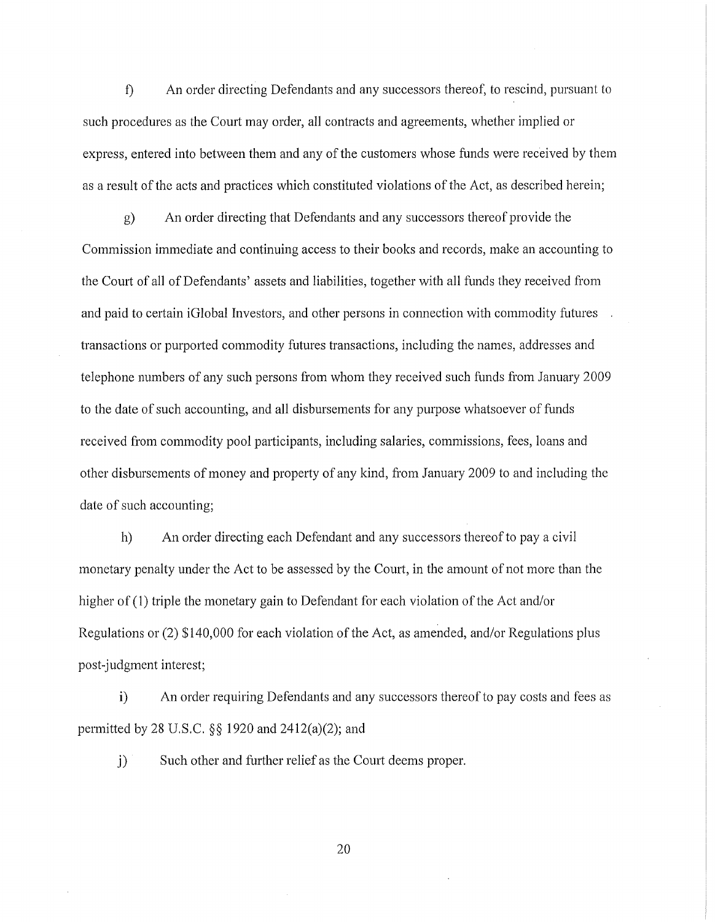f) An order directing Defendants and any successors thereof, to rescind, pursuant to such procedures as the Court may order, all contracts and agreements, whether implied or express, entered into between them and any of the customers whose funds were received by them as a result of the acts and practices which constituted violations of the Act, as described herein;

g) An order directing that Defendants and any successors thereof provide the Commission immediate and continuing access to their books and records, make an accounting to the Court of all of Defendants' assets and liabilities, together with all funds they received from and paid to certain iGlobal Investors, and other persons in connection with commodity futures transactions or purported commodity futures transactions, including the names, addresses and telephone numbers of any such persons from whom they received such funds from January 2009 to the date of such accounting, and all disbursements for any purpose whatsoever of funds received from commodity pool participants, including salaries, commissions, fees, loans and other disbursements of money and property of any kind, from January 2009 to and including the date of such accounting;

h) An order directing each Defendant and any successors thereof to pay a civil monetary penalty under the Act to be assessed by the Court, in the amount of not more than the higher of (1) triple the monetary gain to Defendant for each violation of the Act and/or Regulations or (2) $140,000 for each violation of the Act, as amended, and/or Regulations plus post-judgment interest;

i) An order requiring Defendants and any successors thereof to pay costs and fees as permitted by 28 U.S.C. §§ 1920 and 2412(a)(2); and

j) Such other and further relief as the Court deems proper.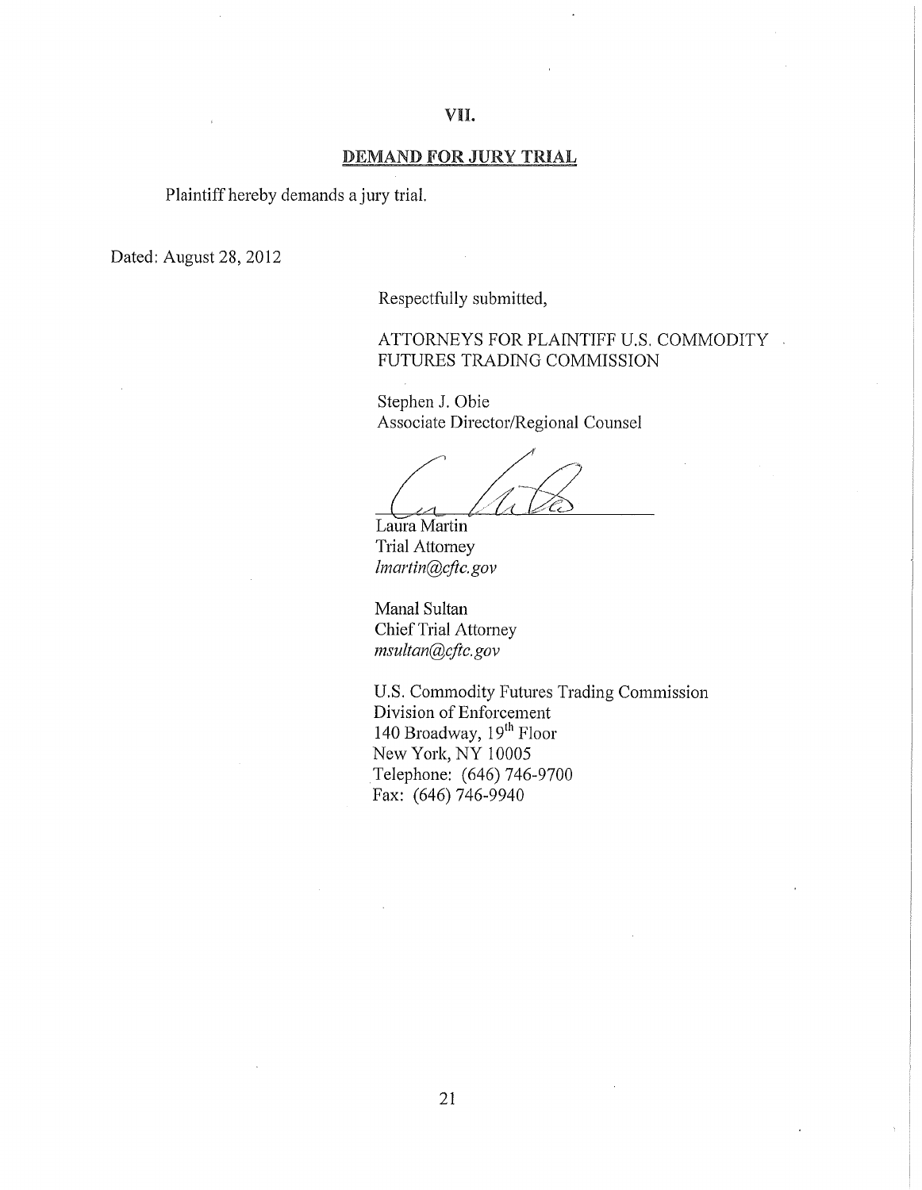## VII.

## DEMAND FOR JURY TRIAL

Plaintiff hereby demands a jury trial.

Dated: August 28, 2012

Respectfully submitted,

ATTORNEYS FOR PLAINTIFF U.S. COMMODITY FUTURES TRADING COMMISSION

Stephen J. Obie
Associate Director/Regional Counsel

Laura Martin
Trial Attorney
*lmartin@cftc.gov*

Manal Sultan
Chief Trial Attorney
*msultan@cftc.gov*

U.S. Commodity Futures Trading Commission
Division of Enforcement
140 Broadway, 19th Floor
New York, NY 10005
Telephone: (646) 746-9700
Fax: (646) 746-9940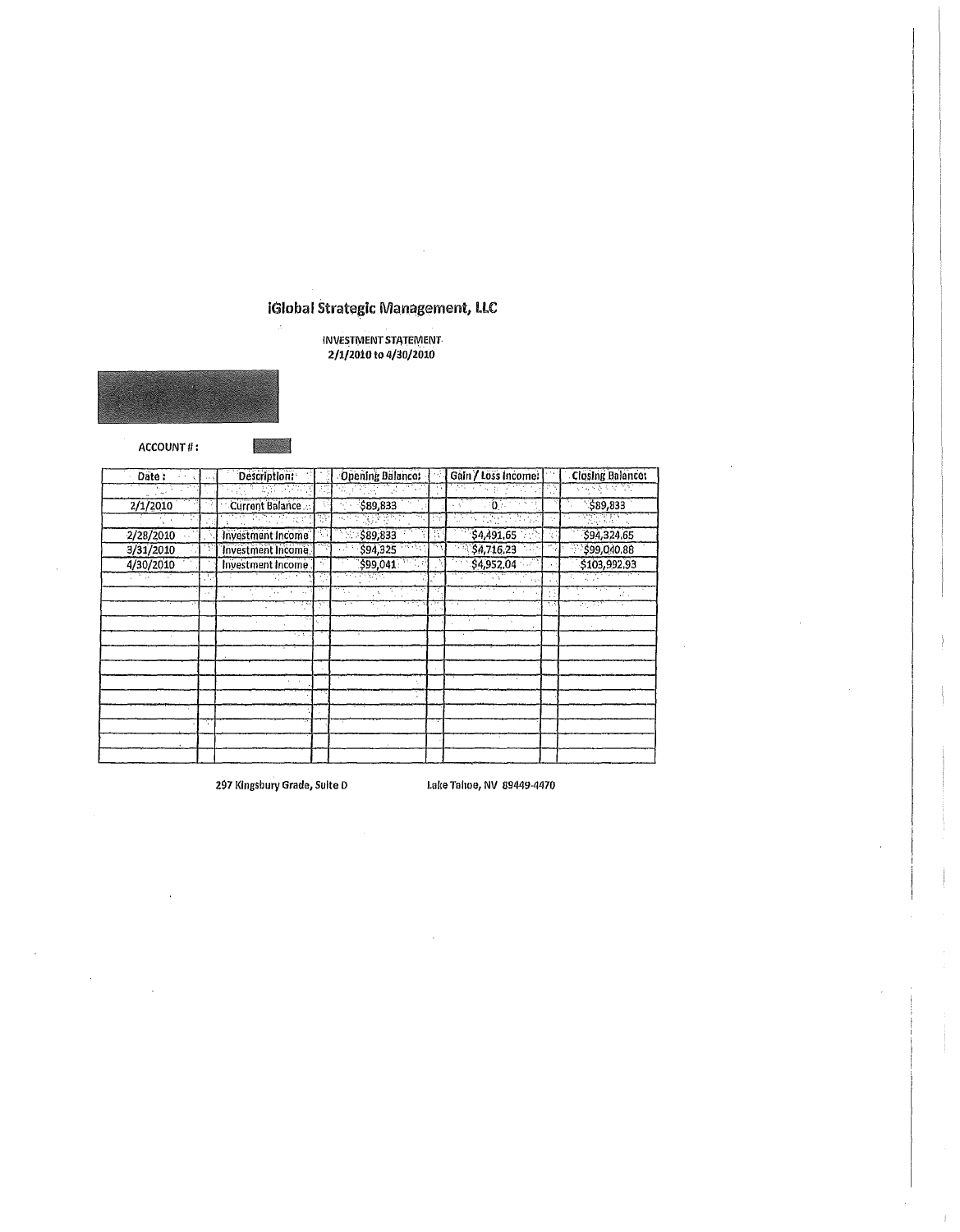# iGlobal Strategic Management, LLC

INVESTMENT STATEMENT
2/1/2010 to 4/30/2010

ACCOUNT # :

| Date : | Description: | Opening Balance: | Gain / Loss Income: | Closing Balance: |
|---|---|---|---|---|
| 2/1/2010 | Current Balance | $89,833 | 0 | $89,833 |
| 2/28/2010 | Investment Income | $89,833 | $4,491.65 | $94,324.65 |
| 3/31/2010 | Investment Income | $94,325 | $4,716.23 | $99,040.88 |
| 4/30/2010 | Investment Income | $99,041 | $4,952.04 | $103,992.93 |

297 Kingsbury Grade, Suite D Lake Tahoe, NV 89449-4470